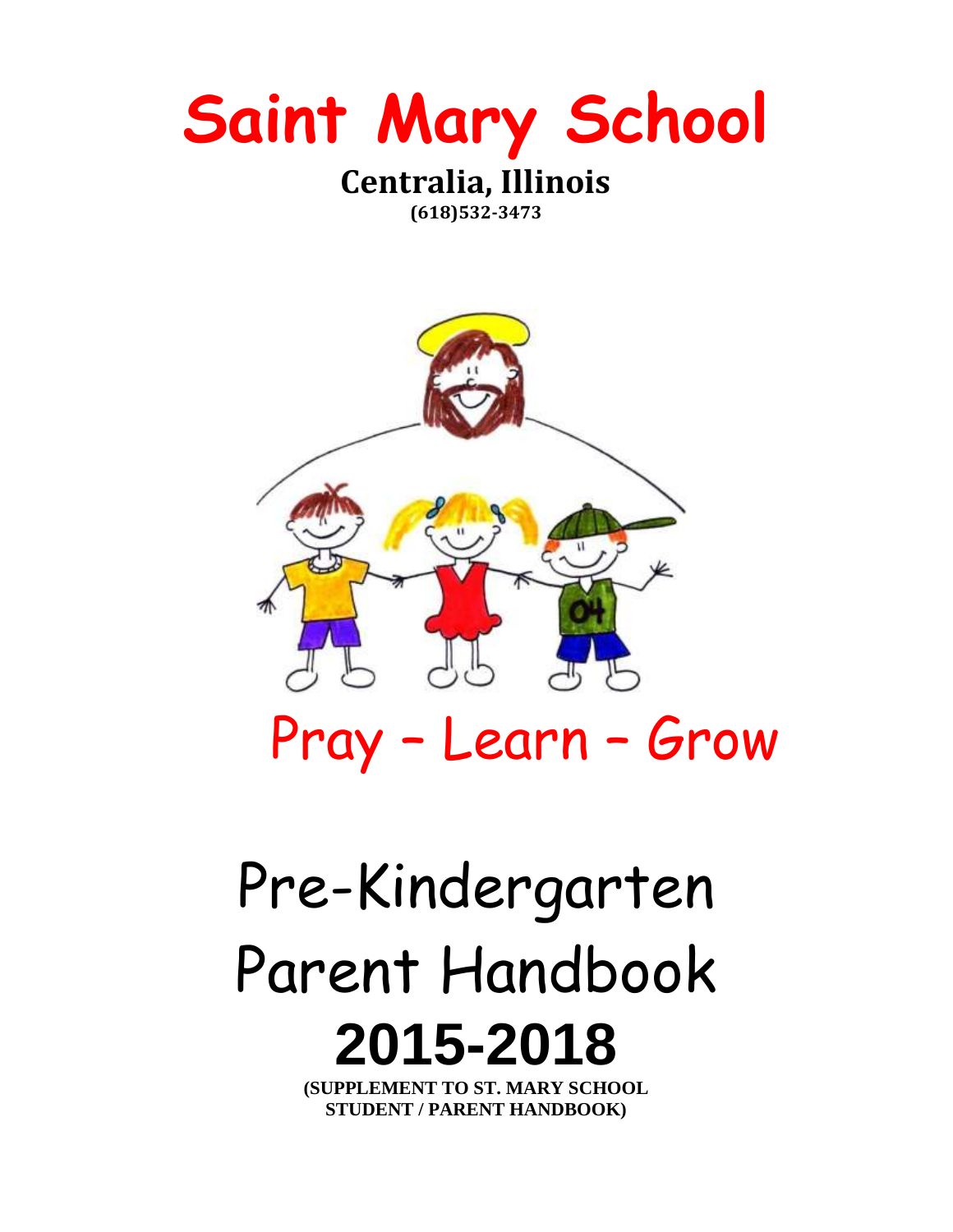# Saint Mary School

**Centralia, Illinois**

**(618)532-3473**

Pray – Learn – Grow

# Pre-Kindergarten Parent Handbook

# 2015-2018

**(SUPPLEMENT TO ST. MARY SCHOOL STUDENT / PARENT HANDBOOK)**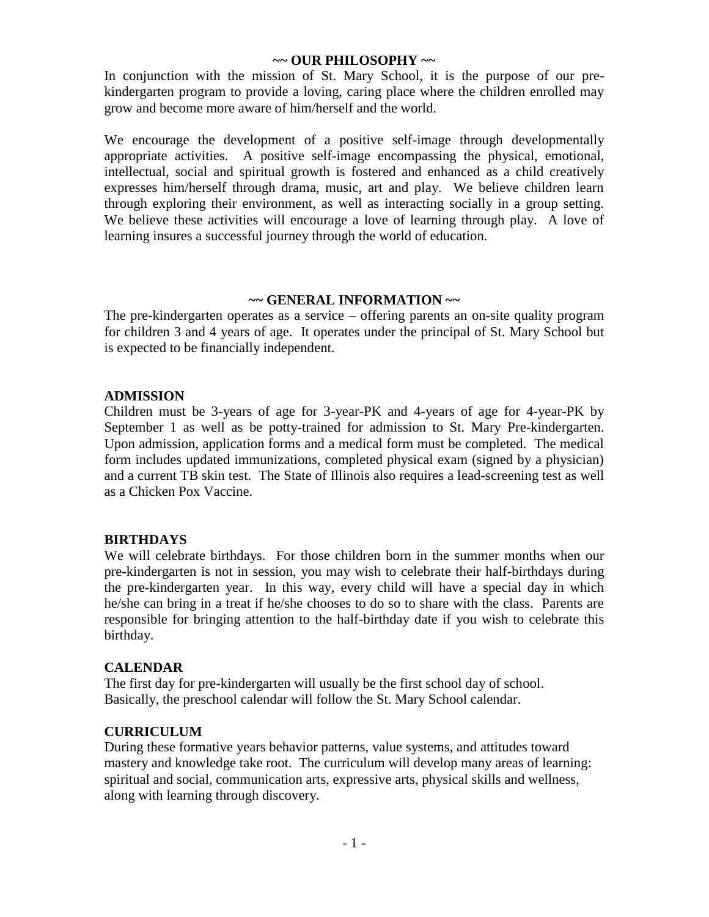## ~~ OUR PHILOSOPHY ~~

In conjunction with the mission of St. Mary School, it is the purpose of our pre-kindergarten program to provide a loving, caring place where the children enrolled may grow and become more aware of him/herself and the world.

We encourage the development of a positive self-image through developmentally appropriate activities. A positive self-image encompassing the physical, emotional, intellectual, social and spiritual growth is fostered and enhanced as a child creatively expresses him/herself through drama, music, art and play. We believe children learn through exploring their environment, as well as interacting socially in a group setting. We believe these activities will encourage a love of learning through play. A love of learning insures a successful journey through the world of education.

## ~~ GENERAL INFORMATION ~~

The pre-kindergarten operates as a service – offering parents an on-site quality program for children 3 and 4 years of age. It operates under the principal of St. Mary School but is expected to be financially independent.

### ADMISSION

Children must be 3-years of age for 3-year-PK and 4-years of age for 4-year-PK by September 1 as well as be potty-trained for admission to St. Mary Pre-kindergarten. Upon admission, application forms and a medical form must be completed. The medical form includes updated immunizations, completed physical exam (signed by a physician) and a current TB skin test. The State of Illinois also requires a lead-screening test as well as a Chicken Pox Vaccine.

### BIRTHDAYS

We will celebrate birthdays. For those children born in the summer months when our pre-kindergarten is not in session, you may wish to celebrate their half-birthdays during the pre-kindergarten year. In this way, every child will have a special day in which he/she can bring in a treat if he/she chooses to do so to share with the class. Parents are responsible for bringing attention to the half-birthday date if you wish to celebrate this birthday.

### CALENDAR

The first day for pre-kindergarten will usually be the first school day of school. Basically, the preschool calendar will follow the St. Mary School calendar.

### CURRICULUM

During these formative years behavior patterns, value systems, and attitudes toward mastery and knowledge take root. The curriculum will develop many areas of learning: spiritual and social, communication arts, expressive arts, physical skills and wellness, along with learning through discovery.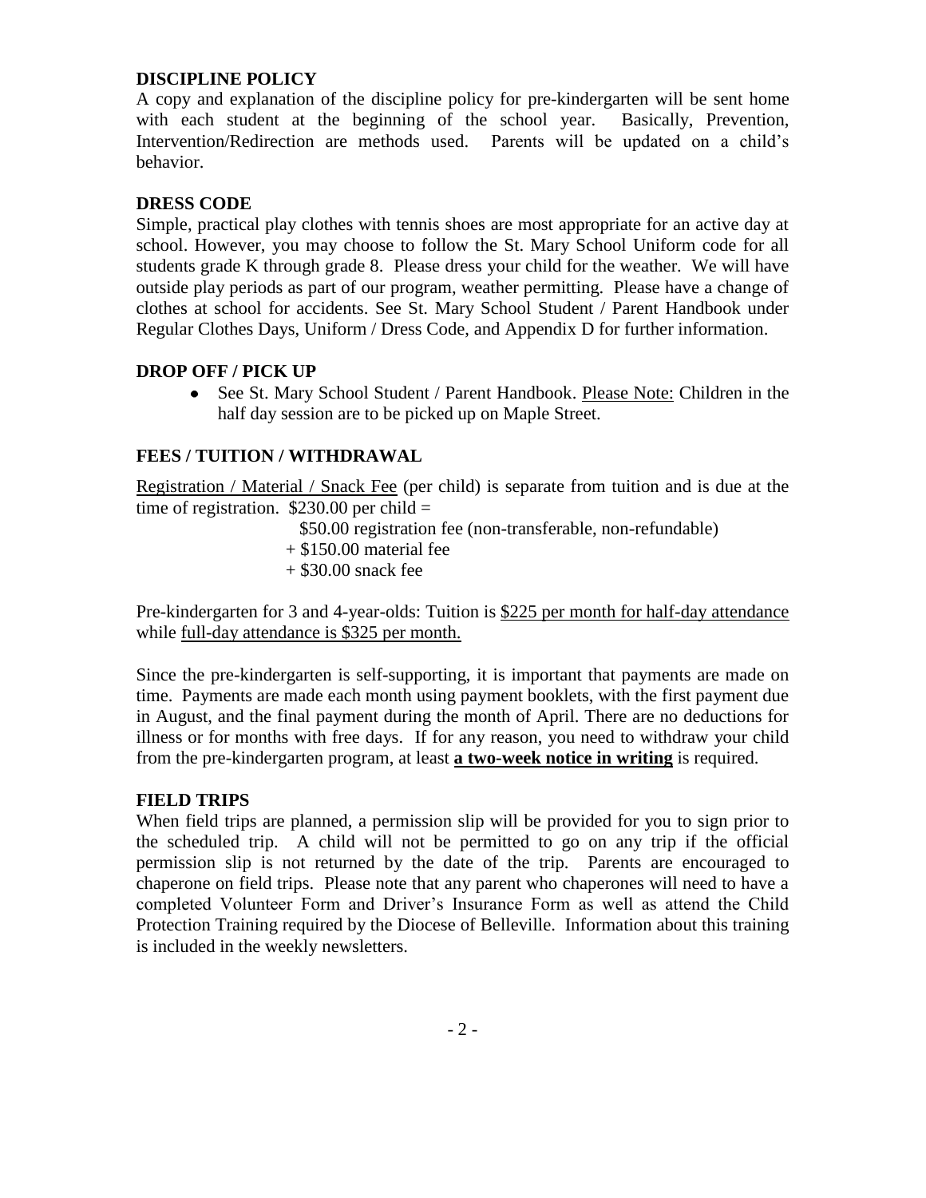## DISCIPLINE POLICY

A copy and explanation of the discipline policy for pre-kindergarten will be sent home with each student at the beginning of the school year. Basically, Prevention, Intervention/Redirection are methods used. Parents will be updated on a child's behavior.

## DRESS CODE

Simple, practical play clothes with tennis shoes are most appropriate for an active day at school. However, you may choose to follow the St. Mary School Uniform code for all students grade K through grade 8. Please dress your child for the weather. We will have outside play periods as part of our program, weather permitting. Please have a change of clothes at school for accidents. See St. Mary School Student / Parent Handbook under Regular Clothes Days, Uniform / Dress Code, and Appendix D for further information.

## DROP OFF / PICK UP

- See St. Mary School Student / Parent Handbook. Please Note: Children in the half day session are to be picked up on Maple Street.

## FEES / TUITION / WITHDRAWAL

Registration / Material / Snack Fee (per child) is separate from tuition and is due at the time of registration. $230.00 per child =

$50.00 registration fee (non-transferable, non-refundable)
+ $150.00 material fee
+ $30.00 snack fee

Pre-kindergarten for 3 and 4-year-olds: Tuition is $225 per month for half-day attendance while full-day attendance is $325 per month.

Since the pre-kindergarten is self-supporting, it is important that payments are made on time. Payments are made each month using payment booklets, with the first payment due in August, and the final payment during the month of April. There are no deductions for illness or for months with free days. If for any reason, you need to withdraw your child from the pre-kindergarten program, at least **a two-week notice in writing** is required.

## FIELD TRIPS

When field trips are planned, a permission slip will be provided for you to sign prior to the scheduled trip. A child will not be permitted to go on any trip if the official permission slip is not returned by the date of the trip. Parents are encouraged to chaperone on field trips. Please note that any parent who chaperones will need to have a completed Volunteer Form and Driver's Insurance Form as well as attend the Child Protection Training required by the Diocese of Belleville. Information about this training is included in the weekly newsletters.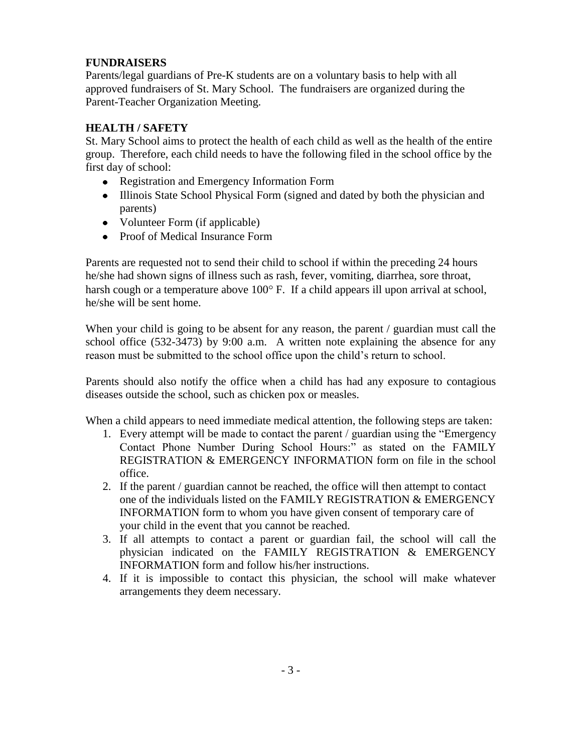## FUNDRAISERS

Parents/legal guardians of Pre-K students are on a voluntary basis to help with all approved fundraisers of St. Mary School. The fundraisers are organized during the Parent-Teacher Organization Meeting.

## HEALTH / SAFETY

St. Mary School aims to protect the health of each child as well as the health of the entire group. Therefore, each child needs to have the following filed in the school office by the first day of school:

- Registration and Emergency Information Form
- Illinois State School Physical Form (signed and dated by both the physician and parents)
- Volunteer Form (if applicable)
- Proof of Medical Insurance Form

Parents are requested not to send their child to school if within the preceding 24 hours he/she had shown signs of illness such as rash, fever, vomiting, diarrhea, sore throat, harsh cough or a temperature above 100° F. If a child appears ill upon arrival at school, he/she will be sent home.

When your child is going to be absent for any reason, the parent / guardian must call the school office (532-3473) by 9:00 a.m. A written note explaining the absence for any reason must be submitted to the school office upon the child's return to school.

Parents should also notify the office when a child has had any exposure to contagious diseases outside the school, such as chicken pox or measles.

When a child appears to need immediate medical attention, the following steps are taken:

1. Every attempt will be made to contact the parent / guardian using the "Emergency Contact Phone Number During School Hours:" as stated on the FAMILY REGISTRATION & EMERGENCY INFORMATION form on file in the school office.
2. If the parent / guardian cannot be reached, the office will then attempt to contact one of the individuals listed on the FAMILY REGISTRATION & EMERGENCY INFORMATION form to whom you have given consent of temporary care of your child in the event that you cannot be reached.
3. If all attempts to contact a parent or guardian fail, the school will call the physician indicated on the FAMILY REGISTRATION & EMERGENCY INFORMATION form and follow his/her instructions.
4. If it is impossible to contact this physician, the school will make whatever arrangements they deem necessary.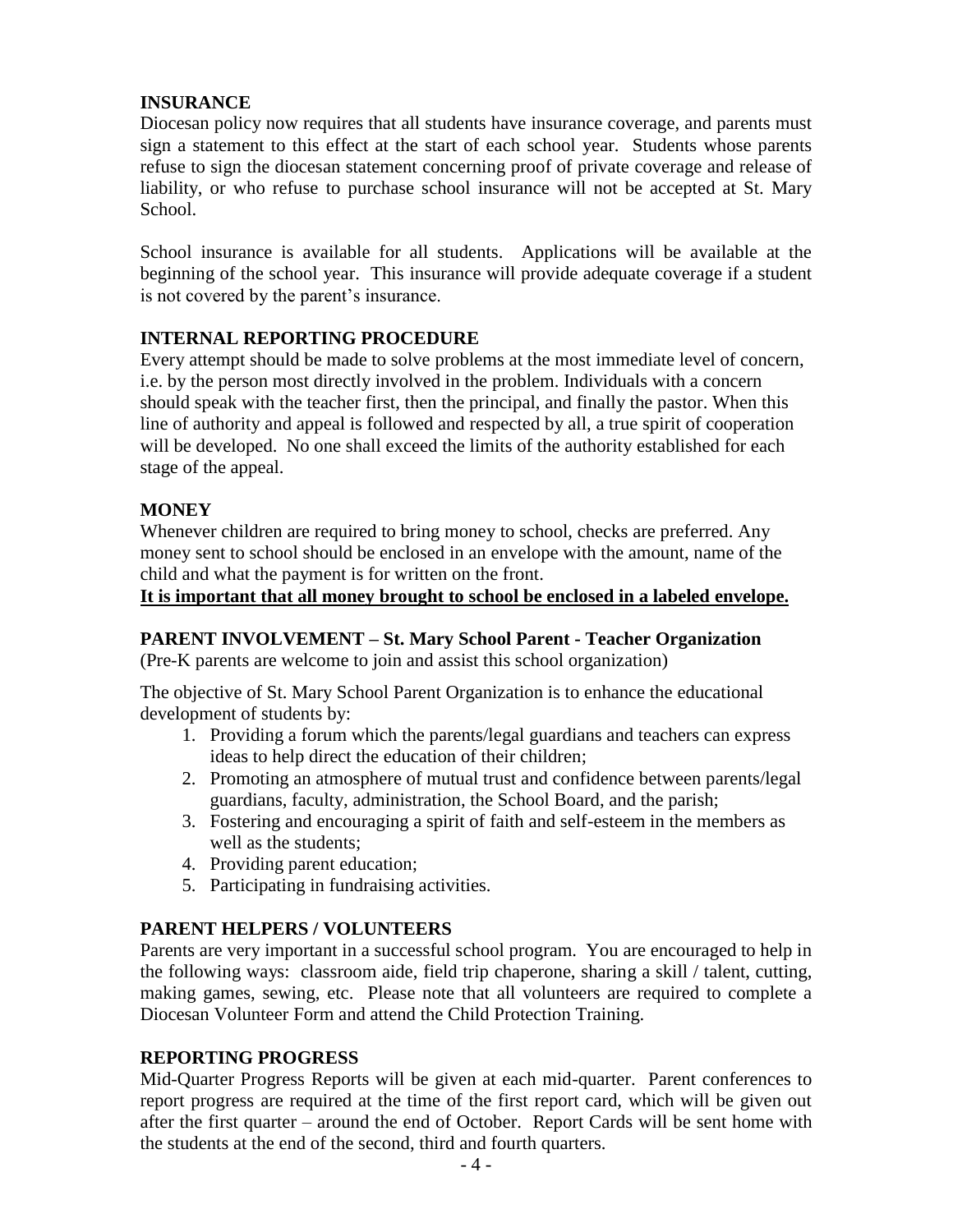## INSURANCE

Diocesan policy now requires that all students have insurance coverage, and parents must sign a statement to this effect at the start of each school year. Students whose parents refuse to sign the diocesan statement concerning proof of private coverage and release of liability, or who refuse to purchase school insurance will not be accepted at St. Mary School.

School insurance is available for all students. Applications will be available at the beginning of the school year. This insurance will provide adequate coverage if a student is not covered by the parent's insurance.

## INTERNAL REPORTING PROCEDURE

Every attempt should be made to solve problems at the most immediate level of concern, i.e. by the person most directly involved in the problem. Individuals with a concern should speak with the teacher first, then the principal, and finally the pastor. When this line of authority and appeal is followed and respected by all, a true spirit of cooperation will be developed. No one shall exceed the limits of the authority established for each stage of the appeal.

## MONEY

Whenever children are required to bring money to school, checks are preferred. Any money sent to school should be enclosed in an envelope with the amount, name of the child and what the payment is for written on the front.

**It is important that all money brought to school be enclosed in a labeled envelope.**

## PARENT INVOLVEMENT – St. Mary School Parent - Teacher Organization

(Pre-K parents are welcome to join and assist this school organization)

The objective of St. Mary School Parent Organization is to enhance the educational development of students by:

1. Providing a forum which the parents/legal guardians and teachers can express ideas to help direct the education of their children;
2. Promoting an atmosphere of mutual trust and confidence between parents/legal guardians, faculty, administration, the School Board, and the parish;
3. Fostering and encouraging a spirit of faith and self-esteem in the members as well as the students;
4. Providing parent education;
5. Participating in fundraising activities.

## PARENT HELPERS / VOLUNTEERS

Parents are very important in a successful school program. You are encouraged to help in the following ways: classroom aide, field trip chaperone, sharing a skill / talent, cutting, making games, sewing, etc. Please note that all volunteers are required to complete a Diocesan Volunteer Form and attend the Child Protection Training.

## REPORTING PROGRESS

Mid-Quarter Progress Reports will be given at each mid-quarter. Parent conferences to report progress are required at the time of the first report card, which will be given out after the first quarter – around the end of October. Report Cards will be sent home with the students at the end of the second, third and fourth quarters.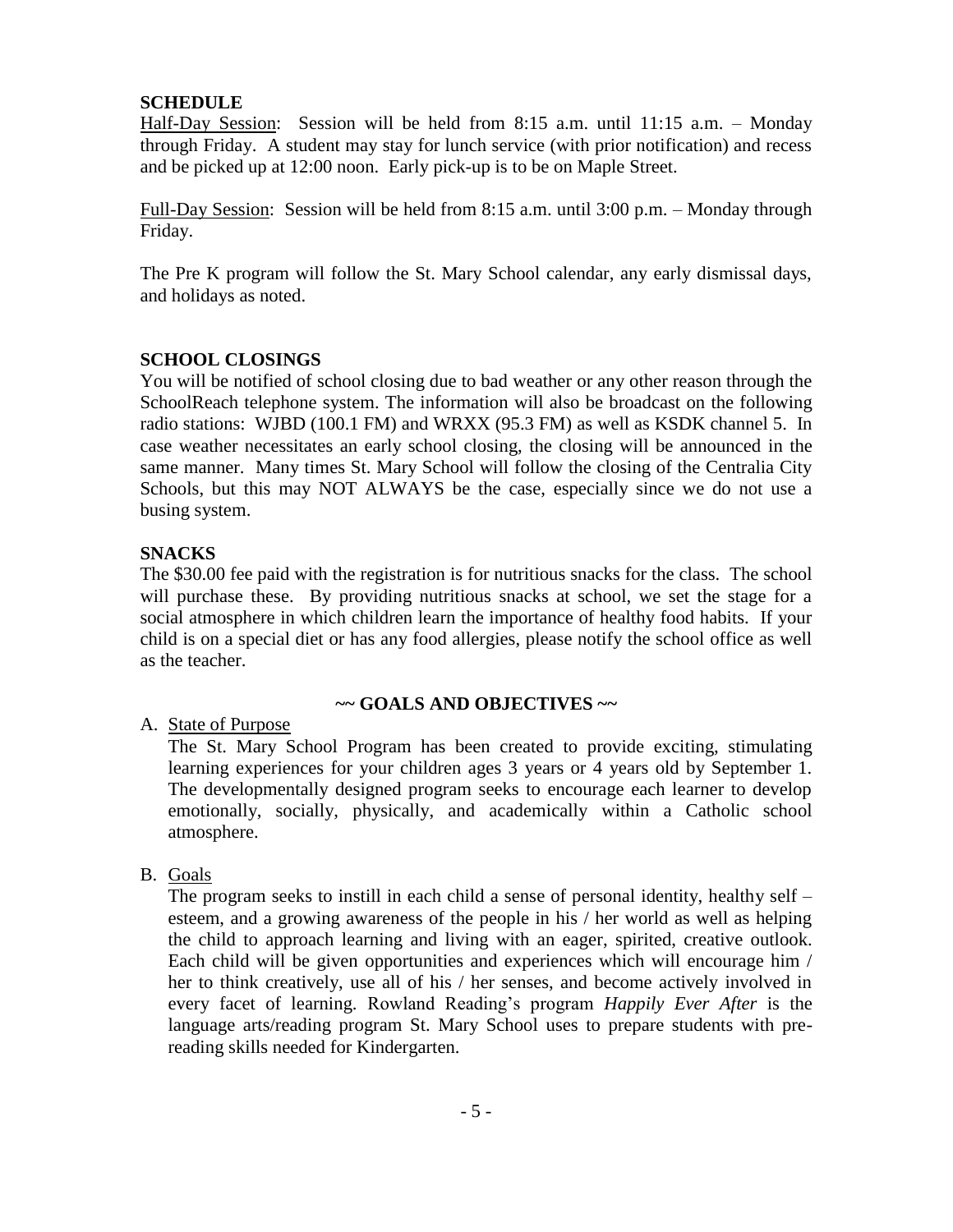**SCHEDULE**

Half-Day Session: Session will be held from 8:15 a.m. until 11:15 a.m. – Monday through Friday. A student may stay for lunch service (with prior notification) and recess and be picked up at 12:00 noon. Early pick-up is to be on Maple Street.

Full-Day Session: Session will be held from 8:15 a.m. until 3:00 p.m. – Monday through Friday.

The Pre K program will follow the St. Mary School calendar, any early dismissal days, and holidays as noted.

**SCHOOL CLOSINGS**

You will be notified of school closing due to bad weather or any other reason through the SchoolReach telephone system. The information will also be broadcast on the following radio stations: WJBD (100.1 FM) and WRXX (95.3 FM) as well as KSDK channel 5. In case weather necessitates an early school closing, the closing will be announced in the same manner. Many times St. Mary School will follow the closing of the Centralia City Schools, but this may NOT ALWAYS be the case, especially since we do not use a busing system.

**SNACKS**

The $30.00 fee paid with the registration is for nutritious snacks for the class. The school will purchase these. By providing nutritious snacks at school, we set the stage for a social atmosphere in which children learn the importance of healthy food habits. If your child is on a special diet or has any food allergies, please notify the school office as well as the teacher.

**~~ GOALS AND OBJECTIVES ~~**

A. State of Purpose

The St. Mary School Program has been created to provide exciting, stimulating learning experiences for your children ages 3 years or 4 years old by September 1. The developmentally designed program seeks to encourage each learner to develop emotionally, socially, physically, and academically within a Catholic school atmosphere.

B. Goals

The program seeks to instill in each child a sense of personal identity, healthy self – esteem, and a growing awareness of the people in his / her world as well as helping the child to approach learning and living with an eager, spirited, creative outlook. Each child will be given opportunities and experiences which will encourage him / her to think creatively, use all of his / her senses, and become actively involved in every facet of learning. Rowland Reading's program *Happily Ever After* is the language arts/reading program St. Mary School uses to prepare students with pre-reading skills needed for Kindergarten.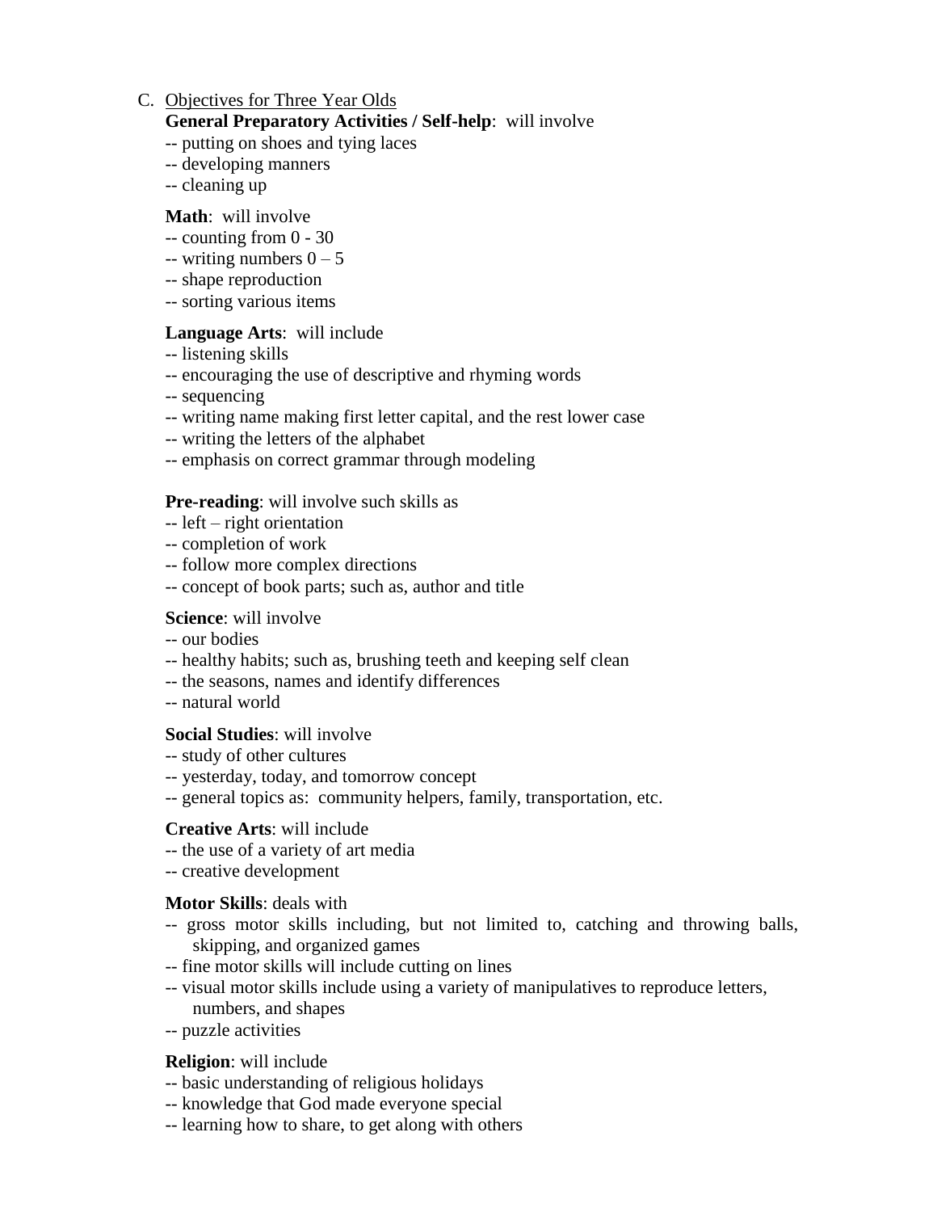C. <u>Objectives for Three Year Olds</u>

**General Preparatory Activities / Self-help**: will involve

-- putting on shoes and tying laces
-- developing manners
-- cleaning up

**Math**: will involve

-- counting from 0 - 30
-- writing numbers 0 – 5
-- shape reproduction
-- sorting various items

**Language Arts**: will include

-- listening skills
-- encouraging the use of descriptive and rhyming words
-- sequencing
-- writing name making first letter capital, and the rest lower case
-- writing the letters of the alphabet
-- emphasis on correct grammar through modeling

**Pre-reading**: will involve such skills as

-- left – right orientation
-- completion of work
-- follow more complex directions
-- concept of book parts; such as, author and title

**Science**: will involve

-- our bodies
-- healthy habits; such as, brushing teeth and keeping self clean
-- the seasons, names and identify differences
-- natural world

**Social Studies**: will involve

-- study of other cultures
-- yesterday, today, and tomorrow concept
-- general topics as: community helpers, family, transportation, etc.

**Creative Arts**: will include

-- the use of a variety of art media
-- creative development

**Motor Skills**: deals with

-- gross motor skills including, but not limited to, catching and throwing balls, skipping, and organized games
-- fine motor skills will include cutting on lines
-- visual motor skills include using a variety of manipulatives to reproduce letters, numbers, and shapes
-- puzzle activities

**Religion**: will include

-- basic understanding of religious holidays
-- knowledge that God made everyone special
-- learning how to share, to get along with others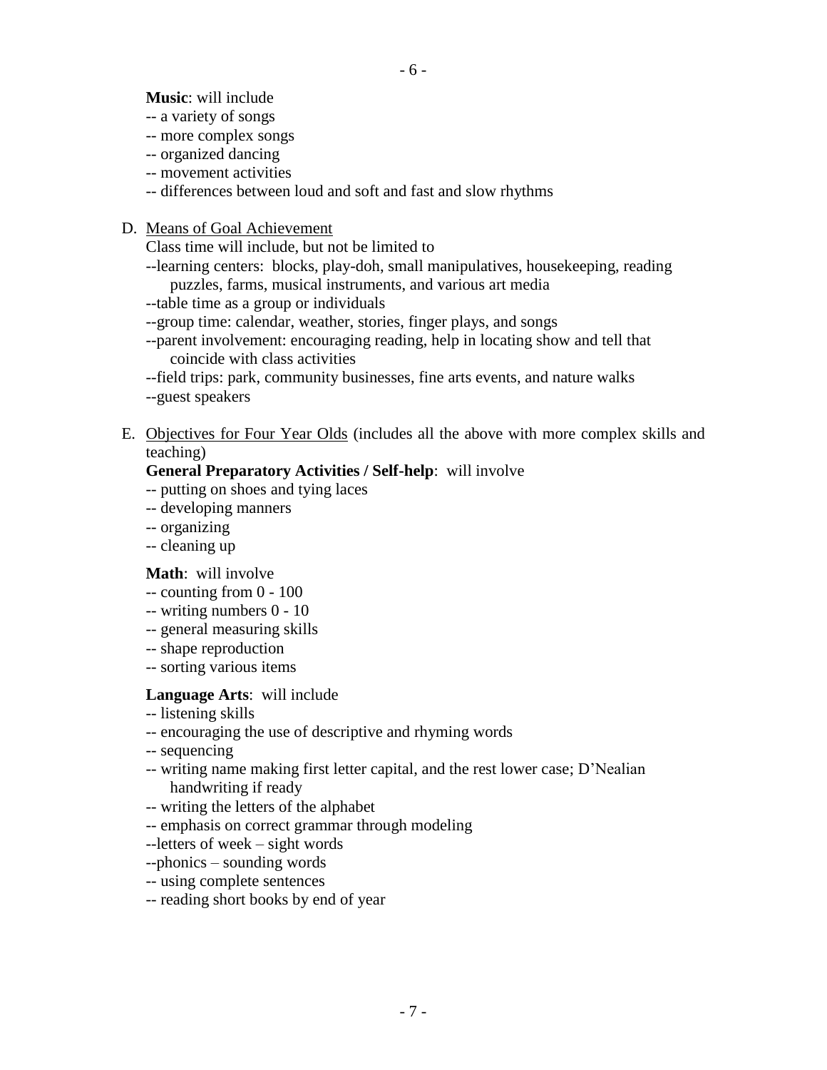**Music**: will include

-- a variety of songs
-- more complex songs
-- organized dancing
-- movement activities
-- differences between loud and soft and fast and slow rhythms

D. Means of Goal Achievement

Class time will include, but not be limited to

--learning centers: blocks, play-doh, small manipulatives, housekeeping, reading puzzles, farms, musical instruments, and various art media
--table time as a group or individuals
--group time: calendar, weather, stories, finger plays, and songs
--parent involvement: encouraging reading, help in locating show and tell that coincide with class activities
--field trips: park, community businesses, fine arts events, and nature walks
--guest speakers

E. Objectives for Four Year Olds (includes all the above with more complex skills and teaching)

**General Preparatory Activities / Self-help**: will involve

-- putting on shoes and tying laces
-- developing manners
-- organizing
-- cleaning up

**Math**: will involve

-- counting from 0 - 100
-- writing numbers 0 - 10
-- general measuring skills
-- shape reproduction
-- sorting various items

**Language Arts**: will include

-- listening skills
-- encouraging the use of descriptive and rhyming words
-- sequencing
-- writing name making first letter capital, and the rest lower case; D'Nealian handwriting if ready
-- writing the letters of the alphabet
-- emphasis on correct grammar through modeling
--letters of week – sight words
--phonics – sounding words
-- using complete sentences
-- reading short books by end of year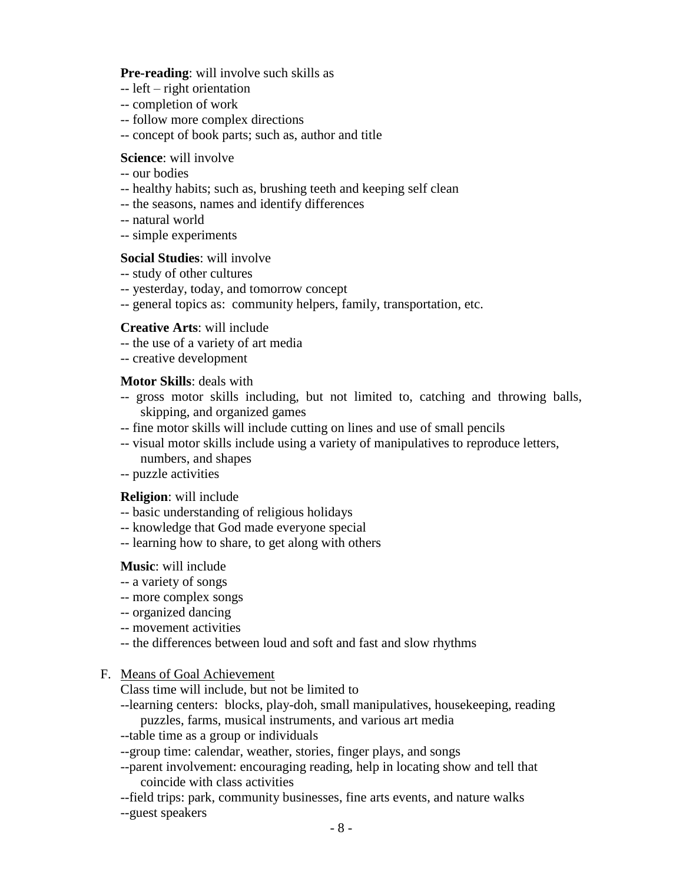**Pre-reading**: will involve such skills as
-- left – right orientation
-- completion of work
-- follow more complex directions
-- concept of book parts; such as, author and title

**Science**: will involve
-- our bodies
-- healthy habits; such as, brushing teeth and keeping self clean
-- the seasons, names and identify differences
-- natural world
-- simple experiments

**Social Studies**: will involve
-- study of other cultures
-- yesterday, today, and tomorrow concept
-- general topics as: community helpers, family, transportation, etc.

**Creative Arts**: will include
-- the use of a variety of art media
-- creative development

**Motor Skills**: deals with
-- gross motor skills including, but not limited to, catching and throwing balls, skipping, and organized games
-- fine motor skills will include cutting on lines and use of small pencils
-- visual motor skills include using a variety of manipulatives to reproduce letters, numbers, and shapes
-- puzzle activities

**Religion**: will include
-- basic understanding of religious holidays
-- knowledge that God made everyone special
-- learning how to share, to get along with others

**Music**: will include
-- a variety of songs
-- more complex songs
-- organized dancing
-- movement activities
-- the differences between loud and soft and fast and slow rhythms

F. Means of Goal Achievement

Class time will include, but not be limited to
--learning centers: blocks, play-doh, small manipulatives, housekeeping, reading puzzles, farms, musical instruments, and various art media
--table time as a group or individuals
--group time: calendar, weather, stories, finger plays, and songs
--parent involvement: encouraging reading, help in locating show and tell that coincide with class activities
--field trips: park, community businesses, fine arts events, and nature walks
--guest speakers